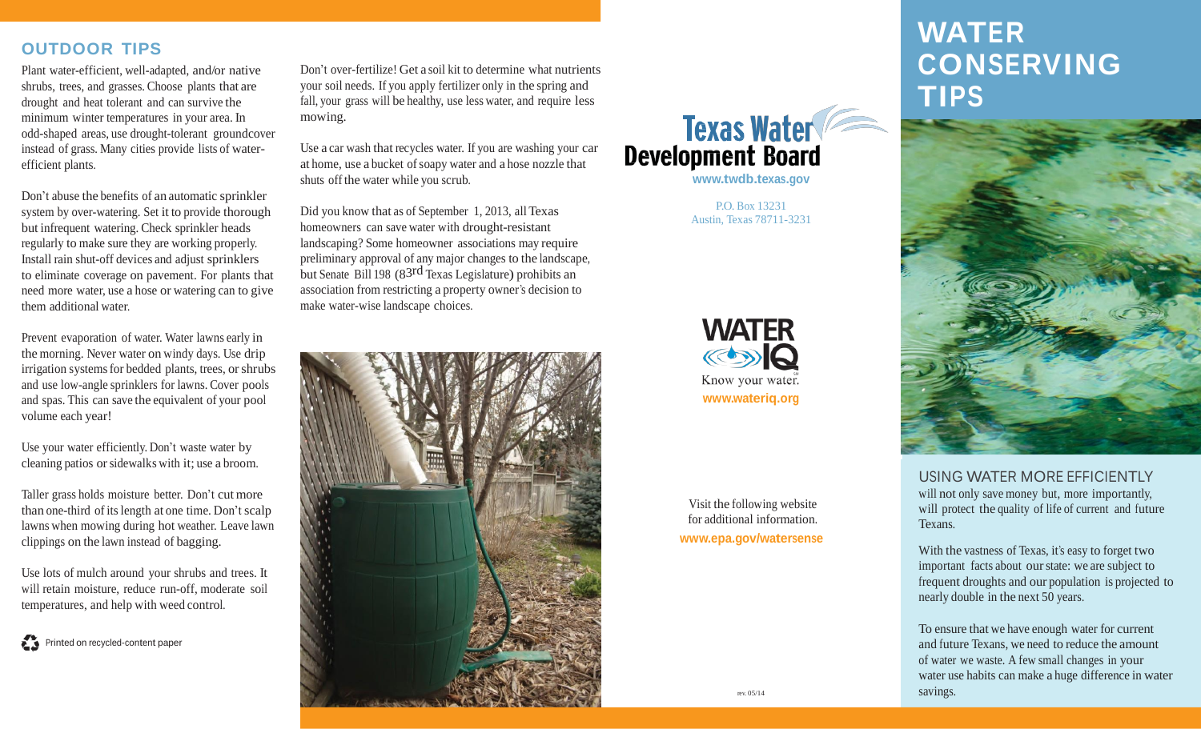## OUTDOOR TIPS

Plant water-efficient, well-adapted, and/or native shrubs, trees, and grasses. Choose plants that are drought and heat tolerant and can survive the minimum winter temperatures in your area. In odd-shaped areas, use drought-tolerant groundcover instead of grass. Many cities provide lists of water-efficient plants.

Don't abuse the benefits of an automatic sprinkler system by over-watering. Set it to provide thorough but infrequent watering. Check sprinkler heads regularly to make sure they are working properly. Install rain shut-off devices and adjust sprinklers to eliminate coverage on pavement. For plants that need more water, use a hose or watering can to give them additional water.

Prevent evaporation of water. Water lawns early in the morning. Never water on windy days. Use drip irrigation systems for bedded plants, trees, or shrubs and use low-angle sprinklers for lawns. Cover pools and spas. This can save the equivalent of your pool volume each year!

Use your water efficiently. Don't waste water by cleaning patios or sidewalks with it; use a broom.

Taller grass holds moisture better. Don't cut more than one-third of its length at one time. Don't scalp lawns when mowing during hot weather. Leave lawn clippings on the lawn instead of bagging.

Use lots of mulch around your shrubs and trees. It will retain moisture, reduce run-off, moderate soil temperatures, and help with weed control.

Printed on recycled-content paper

Don't over-fertilize! Get a soil kit to determine what nutrients your soil needs. If you apply fertilizer only in the spring and fall, your grass will be healthy, use less water, and require less mowing.

Use a car wash that recycles water. If you are washing your car at home, use a bucket of soapy water and a hose nozzle that shuts off the water while you scrub.

Did you know that as of September 1, 2013, all Texas homeowners can save water with drought-resistant landscaping? Some homeowner associations may require preliminary approval of any major changes to the landscape, but Senate Bill 198 (83rd Texas Legislature) prohibits an association from restricting a property owner's decision to make water-wise landscape choices.

**Texas Water Development Board**

www.twdb.texas.gov

P.O. Box 13231
Austin, Texas 78711-3231

**WATER IQ**
Know your water.
www.wateriq.org

Visit the following website for additional information.
www.epa.gov/watersense

rev. 05/14

# WATER CONSERVING TIPS

USING WATER MORE EFFICIENTLY will not only save money but, more importantly, will protect the quality of life of current and future Texans.

With the vastness of Texas, it's easy to forget two important facts about our state: we are subject to frequent droughts and our population is projected to nearly double in the next 50 years.

To ensure that we have enough water for current and future Texans, we need to reduce the amount of water we waste. A few small changes in your water use habits can make a huge difference in water savings.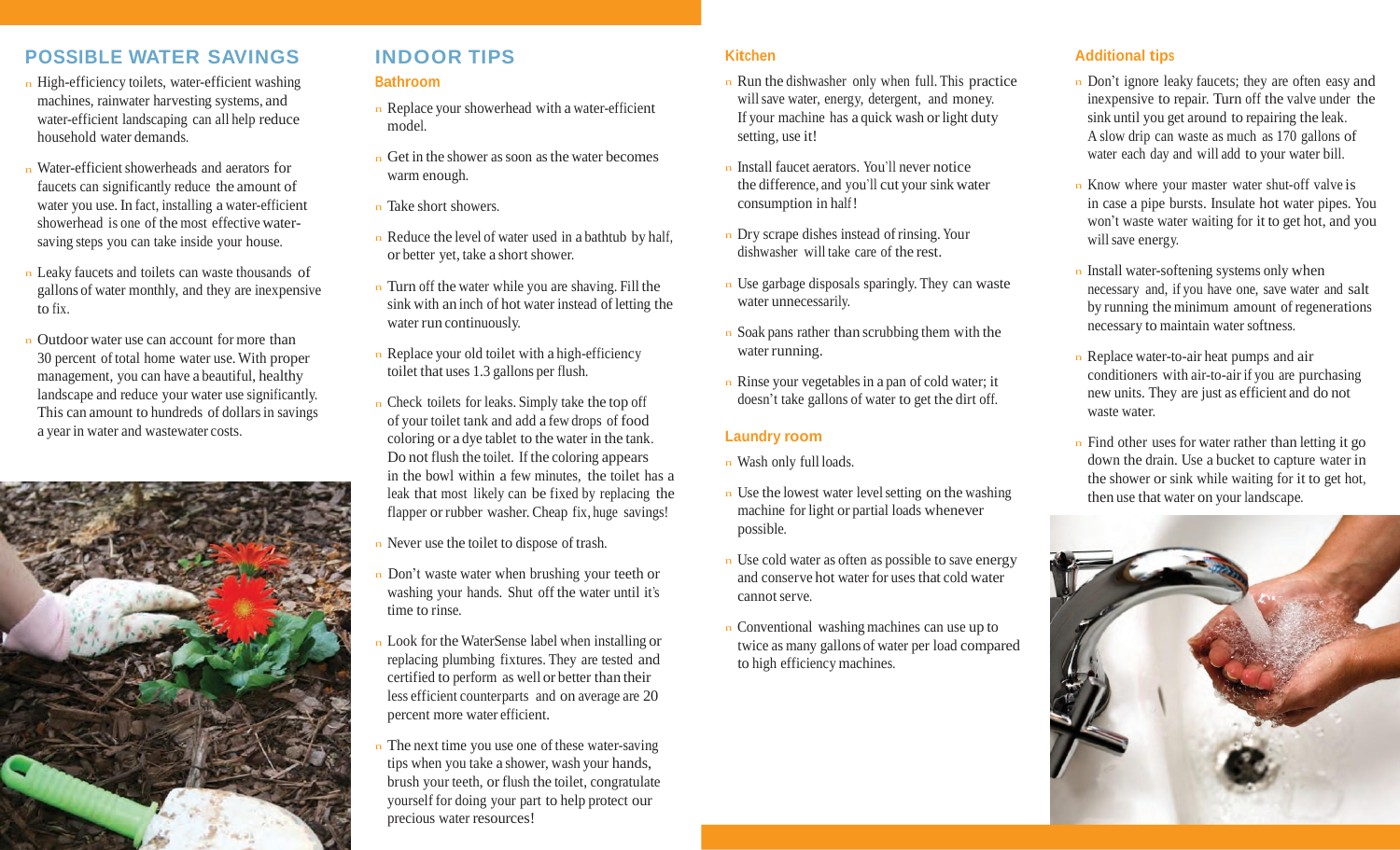## POSSIBLE WATER SAVINGS

- High-efficiency toilets, water-efficient washing machines, rainwater harvesting systems, and water-efficient landscaping can all help reduce household water demands.
- Water-efficient showerheads and aerators for faucets can significantly reduce the amount of water you use. In fact, installing a water-efficient showerhead is one of the most effective water-saving steps you can take inside your house.
- Leaky faucets and toilets can waste thousands of gallons of water monthly, and they are inexpensive to fix.
- Outdoor water use can account for more than 30 percent of total home water use. With proper management, you can have a beautiful, healthy landscape and reduce your water use significantly. This can amount to hundreds of dollars in savings a year in water and wastewater costs.

## INDOOR TIPS

### Bathroom

- Replace your showerhead with a water-efficient model.
- Get in the shower as soon as the water becomes warm enough.
- Take short showers.
- Reduce the level of water used in a bathtub by half, or better yet, take a short shower.
- Turn off the water while you are shaving. Fill the sink with an inch of hot water instead of letting the water run continuously.
- Replace your old toilet with a high-efficiency toilet that uses 1.3 gallons per flush.
- Check toilets for leaks. Simply take the top off of your toilet tank and add a few drops of food coloring or a dye tablet to the water in the tank. Do not flush the toilet. If the coloring appears in the bowl within a few minutes, the toilet has a leak that most likely can be fixed by replacing the flapper or rubber washer. Cheap fix, huge savings!
- Never use the toilet to dispose of trash.
- Don't waste water when brushing your teeth or washing your hands. Shut off the water until it's time to rinse.
- Look for the WaterSense label when installing or replacing plumbing fixtures. They are tested and certified to perform as well or better than their less efficient counterparts and on average are 20 percent more water efficient.
- The next time you use one of these water-saving tips when you take a shower, wash your hands, brush your teeth, or flush the toilet, congratulate yourself for doing your part to help protect our precious water resources!

### Kitchen

- Run the dishwasher only when full. This practice will save water, energy, detergent, and money. If your machine has a quick wash or light duty setting, use it!
- Install faucet aerators. You'll never notice the difference, and you'll cut your sink water consumption in half!
- Dry scrape dishes instead of rinsing. Your dishwasher will take care of the rest.
- Use garbage disposals sparingly. They can waste water unnecessarily.
- Soak pans rather than scrubbing them with the water running.
- Rinse your vegetables in a pan of cold water; it doesn't take gallons of water to get the dirt off.

### Laundry room

- Wash only full loads.
- Use the lowest water level setting on the washing machine for light or partial loads whenever possible.
- Use cold water as often as possible to save energy and conserve hot water for uses that cold water cannot serve.
- Conventional washing machines can use up to twice as many gallons of water per load compared to high efficiency machines.

### Additional tips

- Don't ignore leaky faucets; they are often easy and inexpensive to repair. Turn off the valve under the sink until you get around to repairing the leak. A slow drip can waste as much as 170 gallons of water each day and will add to your water bill.
- Know where your master water shut-off valve is in case a pipe bursts. Insulate hot water pipes. You won't waste water waiting for it to get hot, and you will save energy.
- Install water-softening systems only when necessary and, if you have one, save water and salt by running the minimum amount of regenerations necessary to maintain water softness.
- Replace water-to-air heat pumps and air conditioners with air-to-air if you are purchasing new units. They are just as efficient and do not waste water.
- Find other uses for water rather than letting it go down the drain. Use a bucket to capture water in the shower or sink while waiting for it to get hot, then use that water on your landscape.